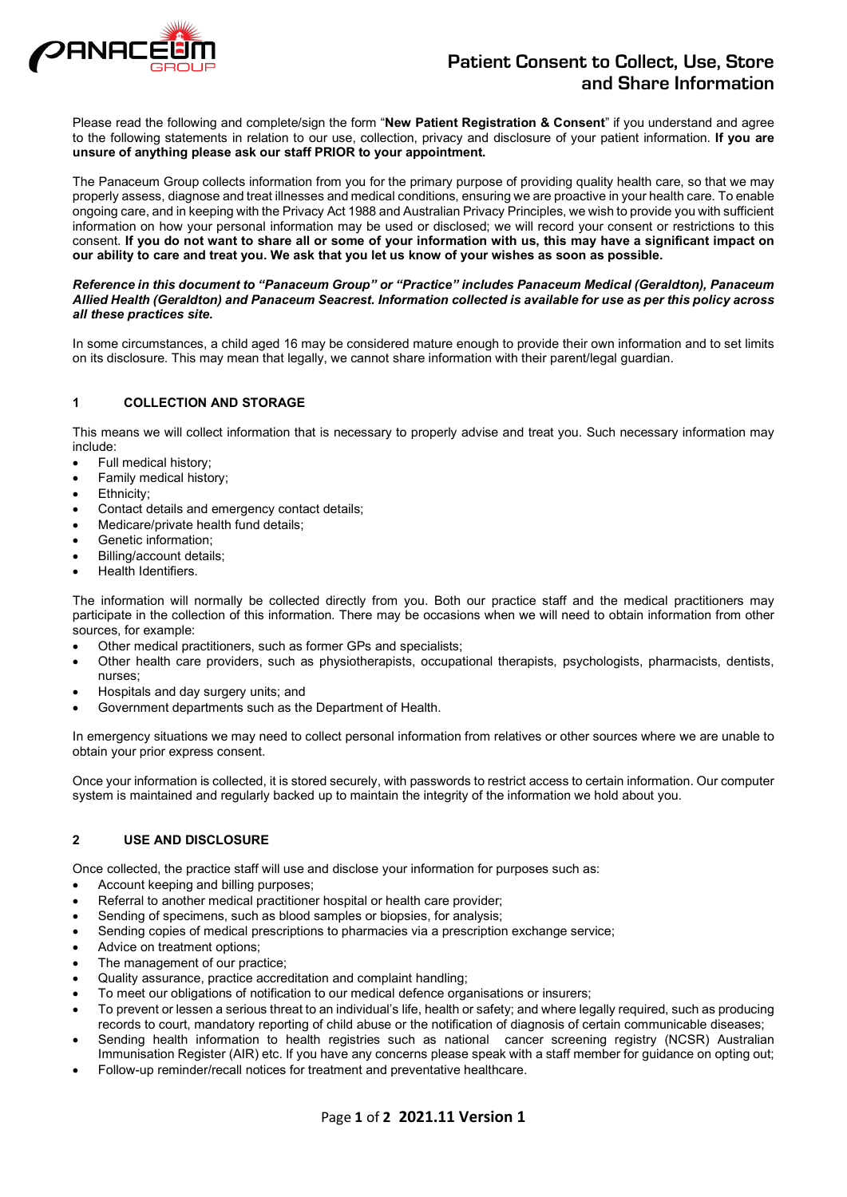# Patient Consent to Collect, Use, Store and Share Information

Please read the following and complete/sign the form "**New Patient Registration & Consent**" if you understand and agree to the following statements in relation to our use, collection, privacy and disclosure of your patient information. **If you are unsure of anything please ask our staff PRIOR to your appointment.**

The Panaceum Group collects information from you for the primary purpose of providing quality health care, so that we may properly assess, diagnose and treat illnesses and medical conditions, ensuring we are proactive in your health care. To enable ongoing care, and in keeping with the Privacy Act 1988 and Australian Privacy Principles, we wish to provide you with sufficient information on how your personal information may be used or disclosed; we will record your consent or restrictions to this consent. **If you do not want to share all or some of your information with us, this may have a significant impact on our ability to care and treat you. We ask that you let us know of your wishes as soon as possible.**

***Reference in this document to "Panaceum Group" or "Practice" includes Panaceum Medical (Geraldton), Panaceum Allied Health (Geraldton) and Panaceum Seacrest. Information collected is available for use as per this policy across all these practices site.***

In some circumstances, a child aged 16 may be considered mature enough to provide their own information and to set limits on its disclosure. This may mean that legally, we cannot share information with their parent/legal guardian.

## 1 COLLECTION AND STORAGE

This means we will collect information that is necessary to properly advise and treat you. Such necessary information may include:

- Full medical history;
- Family medical history;
- Ethnicity;
- Contact details and emergency contact details;
- Medicare/private health fund details;
- Genetic information;
- Billing/account details;
- Health Identifiers.

The information will normally be collected directly from you. Both our practice staff and the medical practitioners may participate in the collection of this information. There may be occasions when we will need to obtain information from other sources, for example:

- Other medical practitioners, such as former GPs and specialists;
- Other health care providers, such as physiotherapists, occupational therapists, psychologists, pharmacists, dentists, nurses;
- Hospitals and day surgery units; and
- Government departments such as the Department of Health.

In emergency situations we may need to collect personal information from relatives or other sources where we are unable to obtain your prior express consent.

Once your information is collected, it is stored securely, with passwords to restrict access to certain information. Our computer system is maintained and regularly backed up to maintain the integrity of the information we hold about you.

## 2 USE AND DISCLOSURE

Once collected, the practice staff will use and disclose your information for purposes such as:

- Account keeping and billing purposes;
- Referral to another medical practitioner hospital or health care provider;
- Sending of specimens, such as blood samples or biopsies, for analysis;
- Sending copies of medical prescriptions to pharmacies via a prescription exchange service;
- Advice on treatment options;
- The management of our practice;
- Quality assurance, practice accreditation and complaint handling;
- To meet our obligations of notification to our medical defence organisations or insurers;
- To prevent or lessen a serious threat to an individual's life, health or safety; and where legally required, such as producing records to court, mandatory reporting of child abuse or the notification of diagnosis of certain communicable diseases;
- Sending health information to health registries such as national cancer screening registry (NCSR) Australian Immunisation Register (AIR) etc. If you have any concerns please speak with a staff member for guidance on opting out;
- Follow-up reminder/recall notices for treatment and preventative healthcare.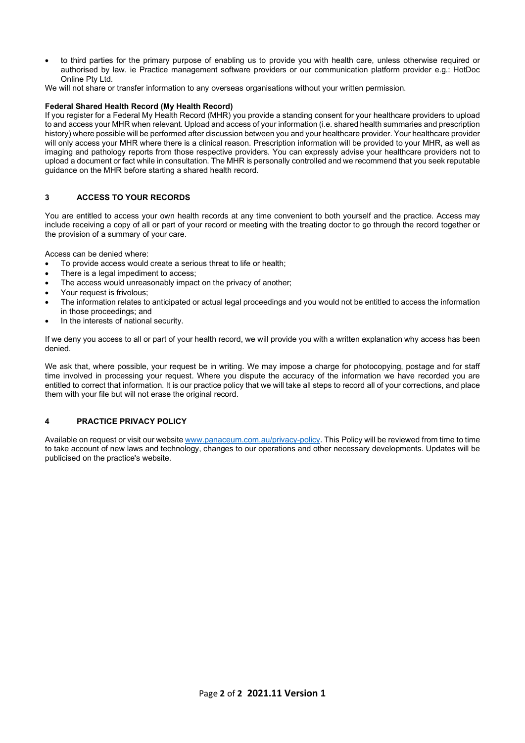- to third parties for the primary purpose of enabling us to provide you with health care, unless otherwise required or authorised by law. ie Practice management software providers or our communication platform provider e.g.: HotDoc Online Pty Ltd.

We will not share or transfer information to any overseas organisations without your written permission.

**Federal Shared Health Record (My Health Record)**

If you register for a Federal My Health Record (MHR) you provide a standing consent for your healthcare providers to upload to and access your MHR when relevant. Upload and access of your information (i.e. shared health summaries and prescription history) where possible will be performed after discussion between you and your healthcare provider. Your healthcare provider will only access your MHR where there is a clinical reason. Prescription information will be provided to your MHR, as well as imaging and pathology reports from those respective providers. You can expressly advise your healthcare providers not to upload a document or fact while in consultation. The MHR is personally controlled and we recommend that you seek reputable guidance on the MHR before starting a shared health record.

## 3 ACCESS TO YOUR RECORDS

You are entitled to access your own health records at any time convenient to both yourself and the practice. Access may include receiving a copy of all or part of your record or meeting with the treating doctor to go through the record together or the provision of a summary of your care.

Access can be denied where:

- To provide access would create a serious threat to life or health;
- There is a legal impediment to access;
- The access would unreasonably impact on the privacy of another;
- Your request is frivolous;
- The information relates to anticipated or actual legal proceedings and you would not be entitled to access the information in those proceedings; and
- In the interests of national security.

If we deny you access to all or part of your health record, we will provide you with a written explanation why access has been denied.

We ask that, where possible, your request be in writing. We may impose a charge for photocopying, postage and for staff time involved in processing your request. Where you dispute the accuracy of the information we have recorded you are entitled to correct that information. It is our practice policy that we will take all steps to record all of your corrections, and place them with your file but will not erase the original record.

## 4 PRACTICE PRIVACY POLICY

Available on request or visit our website www.panaceum.com.au/privacy-policy. This Policy will be reviewed from time to time to take account of new laws and technology, changes to our operations and other necessary developments. Updates will be publicised on the practice's website.